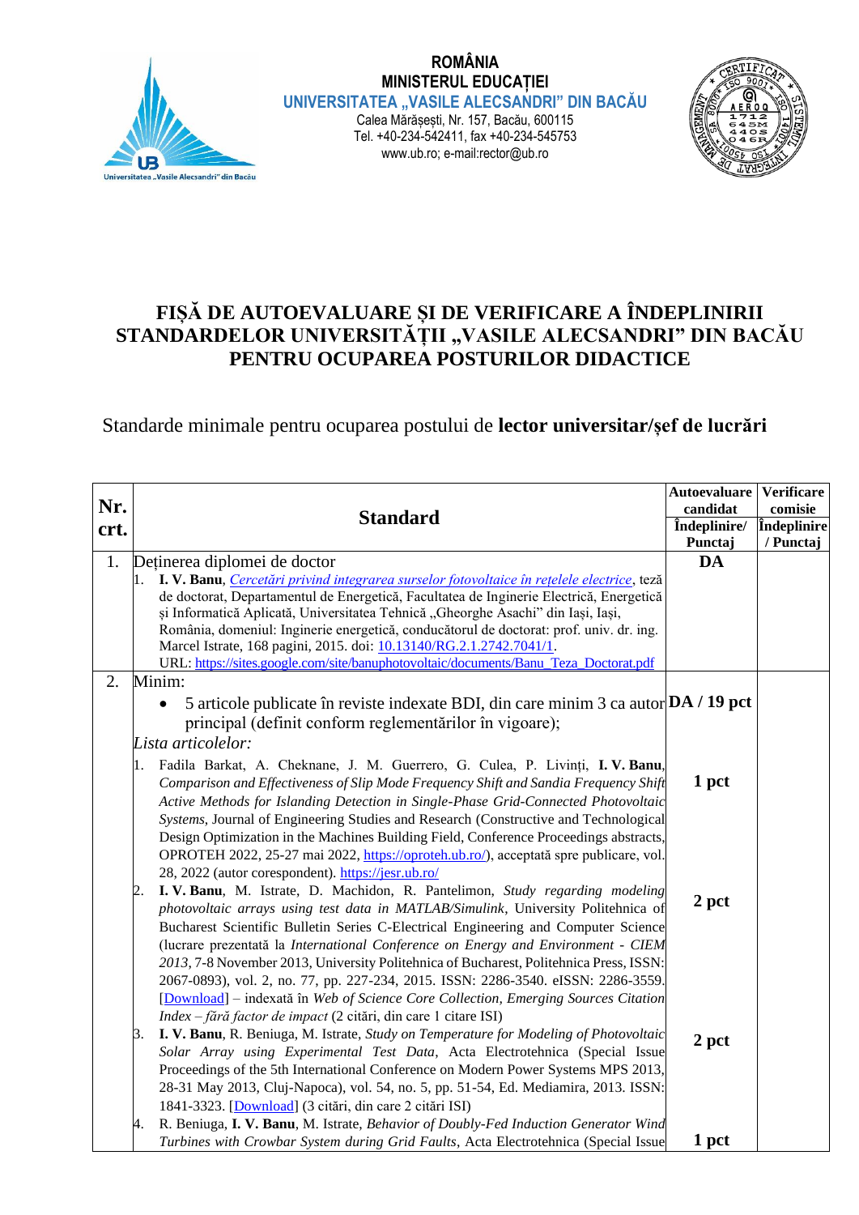ROMÂNIA
MINISTERUL EDUCAȚIEI
UNIVERSITATEA „VASILE ALECSANDRI" DIN BACĂU
Calea Mărășești, Nr. 157, Bacău, 600115
Tel. +40-234-542411, fax +40-234-545753
www.ub.ro; e-mail:rector@ub.ro

# FIȘĂ DE AUTOEVALUARE ȘI DE VERIFICARE A ÎNDEPLINIRII STANDARDELOR UNIVERSITĂȚII „VASILE ALECSANDRI" DIN BACĂU PENTRU OCUPAREA POSTURILOR DIDACTICE

Standarde minimale pentru ocuparea postului de **lector universitar/șef de lucrări**

| Nr. crt. | Standard | Autoevaluare candidat Îndeplinire/ Punctaj | Verificare comisie Îndeplinire / Punctaj |
|---|---|---|---|
| 1. | Deținerea diplomei de doctor<br>1. **I. V. Banu**, *Cercetări privind integrarea surselor fotovoltaice în rețelele electrice*, teză de doctorat, Departamentul de Energetică, Facultatea de Inginerie Electrică, Energetică și Informatică Aplicată, Universitatea Tehnică „Gheorghe Asachi" din Iași, Iași, România, domeniul: Inginerie energetică, conducătorul de doctorat: prof. univ. dr. ing. Marcel Istrate, 168 pagini, 2015. doi: 10.13140/RG.2.1.2742.7041/1.<br>URL: https://sites.google.com/site/banuphotovoltaic/documents/Banu_Teza_Doctorat.pdf | **DA** | |
| 2. | Minim:<br>• 5 articole publicate în reviste indexate BDI, din care minim 3 ca autor principal (definit conform reglementărilor în vigoare); | **DA / 19 pct** | |
| | *Lista articolelor:* | | |
| | 1. Fadila Barkat, A. Cheknane, J. M. Guerrero, G. Culea, P. Livinți, **I. V. Banu**, *Comparison and Effectiveness of Slip Mode Frequency Shift and Sandia Frequency Shift Active Methods for Islanding Detection in Single-Phase Grid-Connected Photovoltaic Systems*, Journal of Engineering Studies and Research (Constructive and Technological Design Optimization in the Machines Building Field, Conference Proceedings abstracts, OPROTEH 2022, 25-27 mai 2022, https://oproteh.ub.ro/), acceptată spre publicare, vol. 28, 2022 (autor corespondent). https://jesr.ub.ro/ | **1 pct** | |
| | 2. **I. V. Banu**, M. Istrate, D. Machidon, R. Pantelimon, *Study regarding modeling photovoltaic arrays using test data in MATLAB/Simulink*, University Politehnica of Bucharest Scientific Bulletin Series C-Electrical Engineering and Computer Science (lucrare prezentată la *International Conference on Energy and Environment - CIEM 2013*, 7-8 November 2013, University Politehnica of Bucharest, Politehnica Press, ISSN: 2067-0893), vol. 2, no. 77, pp. 227-234, 2015. ISSN: 2286-3540. eISSN: 2286-3559. [Download] – indexată în *Web of Science Core Collection, Emerging Sources Citation Index – fără factor de impact* (2 citări, din care 1 citare ISI) | **2 pct** | |
| | 3. **I. V. Banu**, R. Beniuga, M. Istrate, *Study on Temperature for Modeling of Photovoltaic Solar Array using Experimental Test Data*, Acta Electrotehnica (Special Issue Proceedings of the 5th International Conference on Modern Power Systems MPS 2013, 28-31 May 2013, Cluj-Napoca), vol. 54, no. 5, pp. 51-54, Ed. Mediamira, 2013. ISSN: 1841-3323. [Download] (3 citări, din care 2 citări ISI) | **2 pct** | |
| | 4. R. Beniuga, **I. V. Banu**, M. Istrate, *Behavior of Doubly-Fed Induction Generator Wind Turbines with Crowbar System during Grid Faults*, Acta Electrotehnica (Special Issue | **1 pct** | |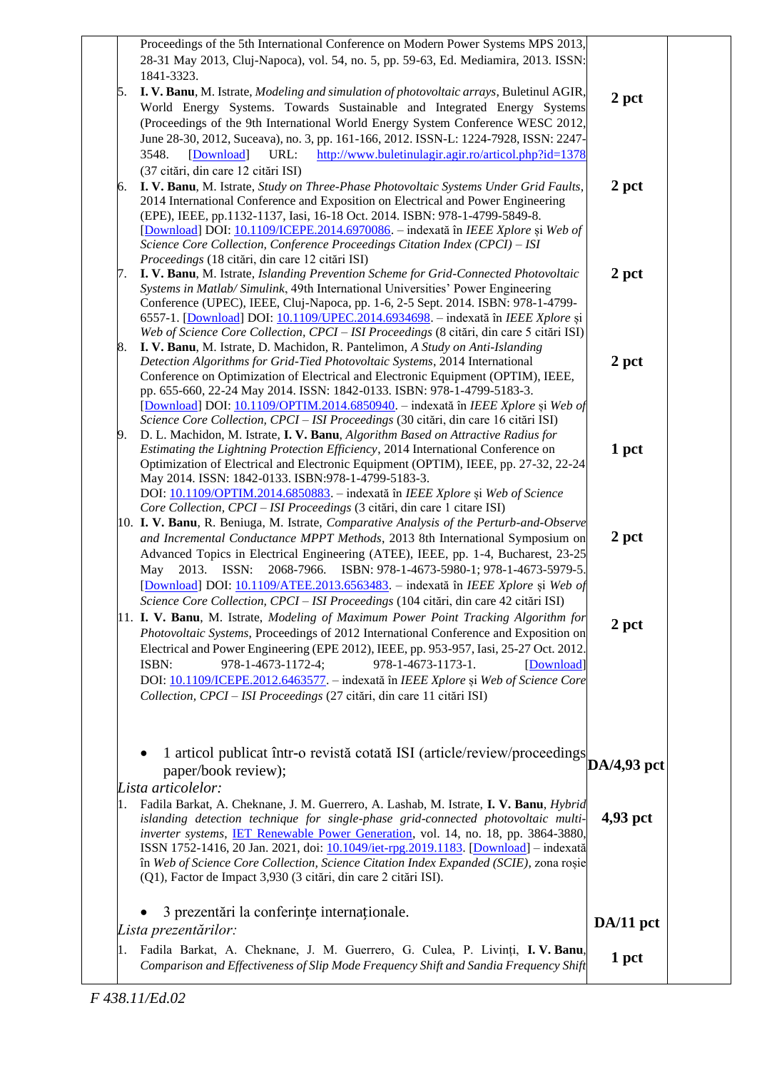| | | | |
|---|---|---|---|
| | Proceedings of the 5th International Conference on Modern Power Systems MPS 2013, 28-31 May 2013, Cluj-Napoca), vol. 54, no. 5, pp. 59-63, Ed. Mediamira, 2013. ISSN: 1841-3323. | | |
| | 5. **I. V. Banu**, M. Istrate, *Modeling and simulation of photovoltaic arrays*, Buletinul AGIR, World Energy Systems. Towards Sustainable and Integrated Energy Systems (Proceedings of the 9th International World Energy System Conference WESC 2012, June 28-30, 2012, Suceava), no. 3, pp. 161-166, 2012. ISSN-L: 1224-7928, ISSN: 2247-3548. [Download] URL: http://www.buletinulagir.agir.ro/articol.php?id=1378 (37 citări, din care 12 citări ISI) | **2 pct** | |
| | 6. **I. V. Banu**, M. Istrate, *Study on Three-Phase Photovoltaic Systems Under Grid Faults*, 2014 International Conference and Exposition on Electrical and Power Engineering (EPE), IEEE, pp.1132-1137, Iasi, 16-18 Oct. 2014. ISBN: 978-1-4799-5849-8. [Download] DOI: 10.1109/ICEPE.2014.6970086. – indexată în *IEEE Xplore* și *Web of Science Core Collection, Conference Proceedings Citation Index (CPCI) – ISI Proceedings* (18 citări, din care 12 citări ISI) | **2 pct** | |
| | 7. **I. V. Banu**, M. Istrate, *Islanding Prevention Scheme for Grid-Connected Photovoltaic Systems in Matlab/ Simulink*, 49th International Universities' Power Engineering Conference (UPEC), IEEE, Cluj-Napoca, pp. 1-6, 2-5 Sept. 2014. ISBN: 978-1-4799-6557-1. [Download] DOI: 10.1109/UPEC.2014.6934698. – indexată în *IEEE Xplore* și *Web of Science Core Collection, CPCI – ISI Proceedings* (8 citări, din care 5 citări ISI) | **2 pct** | |
| | 8. **I. V. Banu**, M. Istrate, D. Machidon, R. Pantelimon, *A Study on Anti-Islanding Detection Algorithms for Grid-Tied Photovoltaic Systems*, 2014 International Conference on Optimization of Electrical and Electronic Equipment (OPTIM), IEEE, pp. 655-660, 22-24 May 2014. ISSN: 1842-0133. ISBN: 978-1-4799-5183-3. [Download] DOI: 10.1109/OPTIM.2014.6850940. – indexată în *IEEE Xplore* și *Web of Science Core Collection, CPCI – ISI Proceedings* (30 citări, din care 16 citări ISI) | **2 pct** | |
| | 9. D. L. Machidon, M. Istrate, **I. V. Banu**, *Algorithm Based on Attractive Radius for Estimating the Lightning Protection Efficiency*, 2014 International Conference on Optimization of Electrical and Electronic Equipment (OPTIM), IEEE, pp. 27-32, 22-24 May 2014. ISSN: 1842-0133. ISBN:978-1-4799-5183-3. DOI: 10.1109/OPTIM.2014.6850883. – indexată în *IEEE Xplore* și *Web of Science Core Collection, CPCI – ISI Proceedings* (3 citări, din care 1 citare ISI) | **1 pct** | |
| | 10. **I. V. Banu**, R. Beniuga, M. Istrate, *Comparative Analysis of the Perturb-and-Observe and Incremental Conductance MPPT Methods*, 2013 8th International Symposium on Advanced Topics in Electrical Engineering (ATEE), IEEE, pp. 1-4, Bucharest, 23-25 May 2013. ISSN: 2068-7966. ISBN: 978-1-4673-5980-1; 978-1-4673-5979-5. [Download] DOI: 10.1109/ATEE.2013.6563483. – indexată în *IEEE Xplore* și *Web of Science Core Collection, CPCI – ISI Proceedings* (104 citări, din care 42 citări ISI) | **2 pct** | |
| | 11. **I. V. Banu**, M. Istrate, *Modeling of Maximum Power Point Tracking Algorithm for Photovoltaic Systems*, Proceedings of 2012 International Conference and Exposition on Electrical and Power Engineering (EPE 2012), IEEE, pp. 953-957, Iasi, 25-27 Oct. 2012. ISBN: 978-1-4673-1172-4; 978-1-4673-1173-1. [Download] DOI: 10.1109/ICEPE.2012.6463577. – indexată în *IEEE Xplore* și *Web of Science Core Collection, CPCI – ISI Proceedings* (27 citări, din care 11 citări ISI) | **2 pct** | |
| | • 1 articol publicat într-o revistă cotată ISI (article/review/proceedings paper/book review); *Lista articolelor:* | **DA/4,93 pct** | |
| | 1. Fadila Barkat, A. Cheknane, J. M. Guerrero, A. Lashab, M. Istrate, **I. V. Banu**, *Hybrid islanding detection technique for single-phase grid-connected photovoltaic multi-inverter systems*, IET Renewable Power Generation, vol. 14, no. 18, pp. 3864-3880, ISSN 1752-1416, 20 Jan. 2021, doi: 10.1049/iet-rpg.2019.1183. [Download] – indexată în *Web of Science Core Collection, Science Citation Index Expanded (SCIE)*, zona roșie (Q1), Factor de Impact 3,930 (3 citări, din care 2 citări ISI). | **4,93 pct** | |
| | • 3 prezentări la conferințe internaționale. *Lista prezentărilor:* | **DA/11 pct** | |
| | 1. Fadila Barkat, A. Cheknane, J. M. Guerrero, G. Culea, P. Livinți, **I. V. Banu**, *Comparison and Effectiveness of Slip Mode Frequency Shift and Sandia Frequency Shift* | **1 pct** | |

*F 438.11/Ed.02*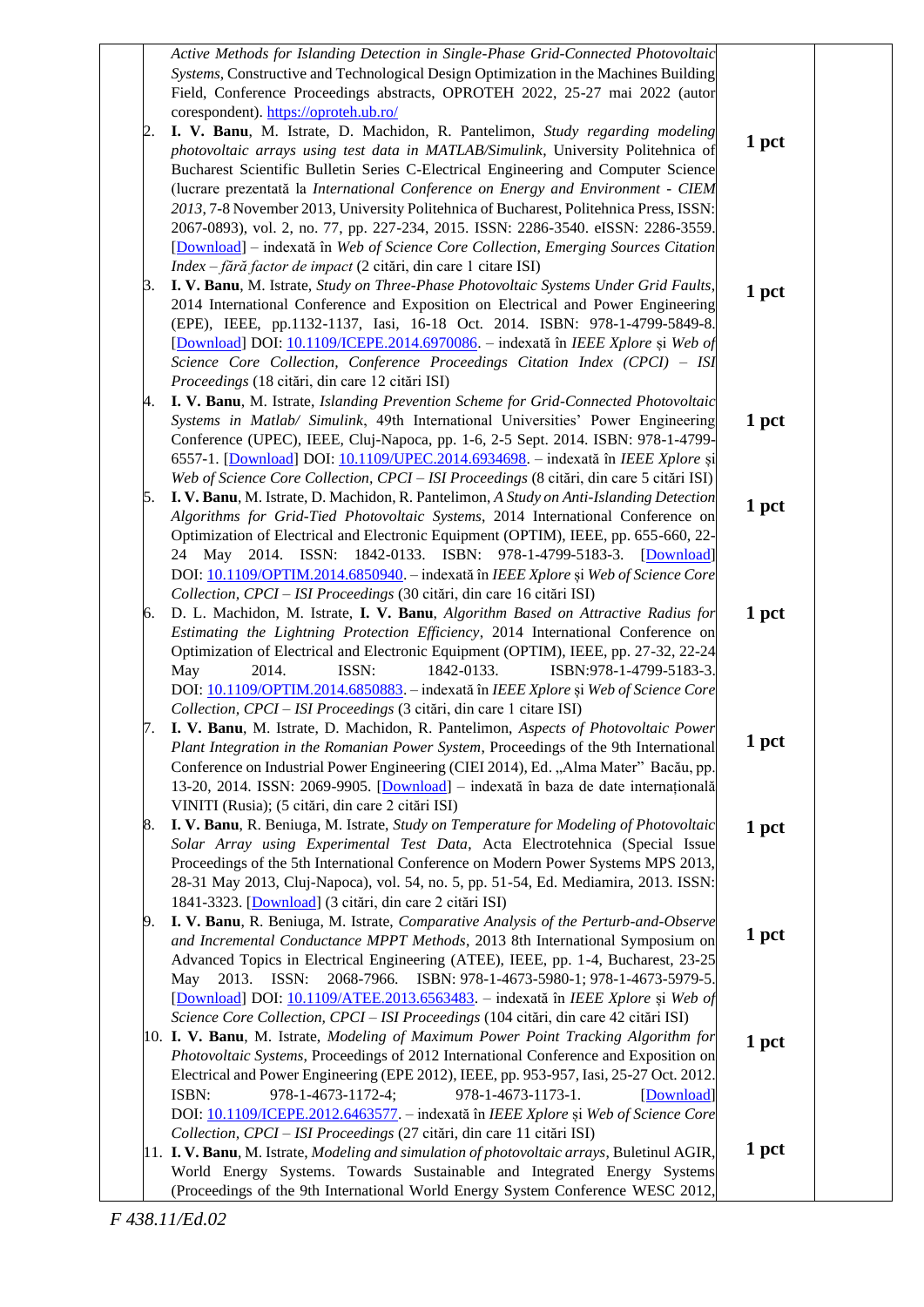| | | | |
|---|---|---|---|
| | *Active Methods for Islanding Detection in Single-Phase Grid-Connected Photovoltaic Systems*, Constructive and Technological Design Optimization in the Machines Building Field, Conference Proceedings abstracts, OPROTEH 2022, 25-27 mai 2022 (autor corespondent). https://oproteh.ub.ro/ | | |
| | 2. **I. V. Banu**, M. Istrate, D. Machidon, R. Pantelimon, *Study regarding modeling photovoltaic arrays using test data in MATLAB/Simulink*, University Politehnica of Bucharest Scientific Bulletin Series C-Electrical Engineering and Computer Science (lucrare prezentată la *International Conference on Energy and Environment - CIEM 2013*, 7-8 November 2013, University Politehnica of Bucharest, Politehnica Press, ISSN: 2067-0893), vol. 2, no. 77, pp. 227-234, 2015. ISSN: 2286-3540. eISSN: 2286-3559. [Download] – indexată în *Web of Science Core Collection, Emerging Sources Citation Index – fără factor de impact* (2 citări, din care 1 citare ISI) | **1 pct** | |
| | 3. **I. V. Banu**, M. Istrate, *Study on Three-Phase Photovoltaic Systems Under Grid Faults*, 2014 International Conference and Exposition on Electrical and Power Engineering (EPE), IEEE, pp.1132-1137, Iasi, 16-18 Oct. 2014. ISBN: 978-1-4799-5849-8. [Download] DOI: 10.1109/ICEPE.2014.6970086. – indexată în *IEEE Xplore* și *Web of Science Core Collection, Conference Proceedings Citation Index (CPCI) – ISI Proceedings* (18 citări, din care 12 citări ISI) | **1 pct** | |
| | 4. **I. V. Banu**, M. Istrate, *Islanding Prevention Scheme for Grid-Connected Photovoltaic Systems in Matlab/ Simulink*, 49th International Universities' Power Engineering Conference (UPEC), IEEE, Cluj-Napoca, pp. 1-6, 2-5 Sept. 2014. ISBN: 978-1-4799-6557-1. [Download] DOI: 10.1109/UPEC.2014.6934698. – indexată în *IEEE Xplore* și *Web of Science Core Collection, CPCI – ISI Proceedings* (8 citări, din care 5 citări ISI) | **1 pct** | |
| | 5. **I. V. Banu**, M. Istrate, D. Machidon, R. Pantelimon, *A Study on Anti-Islanding Detection Algorithms for Grid-Tied Photovoltaic Systems*, 2014 International Conference on Optimization of Electrical and Electronic Equipment (OPTIM), IEEE, pp. 655-660, 22-24 May 2014. ISSN: 1842-0133. ISBN: 978-1-4799-5183-3. [Download] DOI: 10.1109/OPTIM.2014.6850940. – indexată în *IEEE Xplore* și *Web of Science Core Collection, CPCI – ISI Proceedings* (30 citări, din care 16 citări ISI) | **1 pct** | |
| | 6. D. L. Machidon, M. Istrate, **I. V. Banu**, *Algorithm Based on Attractive Radius for Estimating the Lightning Protection Efficiency*, 2014 International Conference on Optimization of Electrical and Electronic Equipment (OPTIM), IEEE, pp. 27-32, 22-24 May 2014. ISSN: 1842-0133. ISBN:978-1-4799-5183-3. DOI: 10.1109/OPTIM.2014.6850883. – indexată în *IEEE Xplore* și *Web of Science Core Collection, CPCI – ISI Proceedings* (3 citări, din care 1 citare ISI) | **1 pct** | |
| | 7. **I. V. Banu**, M. Istrate, D. Machidon, R. Pantelimon, *Aspects of Photovoltaic Power Plant Integration in the Romanian Power System*, Proceedings of the 9th International Conference on Industrial Power Engineering (CIEI 2014), Ed. „Alma Mater" Bacău, pp. 13-20, 2014. ISSN: 2069-9905. [Download] – indexată în baza de date internațională VINITI (Rusia); (5 citări, din care 2 citări ISI) | **1 pct** | |
| | 8. **I. V. Banu**, R. Beniuga, M. Istrate, *Study on Temperature for Modeling of Photovoltaic Solar Array using Experimental Test Data*, Acta Electrotehnica (Special Issue Proceedings of the 5th International Conference on Modern Power Systems MPS 2013, 28-31 May 2013, Cluj-Napoca), vol. 54, no. 5, pp. 51-54, Ed. Mediamira, 2013. ISSN: 1841-3323. [Download] (3 citări, din care 2 citări ISI) | **1 pct** | |
| | 9. **I. V. Banu**, R. Beniuga, M. Istrate, *Comparative Analysis of the Perturb-and-Observe and Incremental Conductance MPPT Methods*, 2013 8th International Symposium on Advanced Topics in Electrical Engineering (ATEE), IEEE, pp. 1-4, Bucharest, 23-25 May 2013. ISSN: 2068-7966. ISBN: 978-1-4673-5980-1; 978-1-4673-5979-5. [Download] DOI: 10.1109/ATEE.2013.6563483. – indexată în *IEEE Xplore* și *Web of Science Core Collection, CPCI – ISI Proceedings* (104 citări, din care 42 citări ISI) | **1 pct** | |
| | 10. **I. V. Banu**, M. Istrate, *Modeling of Maximum Power Point Tracking Algorithm for Photovoltaic Systems*, Proceedings of 2012 International Conference and Exposition on Electrical and Power Engineering (EPE 2012), IEEE, pp. 953-957, Iasi, 25-27 Oct. 2012. ISBN: 978-1-4673-1172-4; 978-1-4673-1173-1. [Download] DOI: 10.1109/ICEPE.2012.6463577. – indexată în *IEEE Xplore* și *Web of Science Core Collection, CPCI – ISI Proceedings* (27 citări, din care 11 citări ISI) | **1 pct** | |
| | 11. **I. V. Banu**, M. Istrate, *Modeling and simulation of photovoltaic arrays*, Buletinul AGIR, World Energy Systems. Towards Sustainable and Integrated Energy Systems (Proceedings of the 9th International World Energy System Conference WESC 2012, | **1 pct** | |

*F 438.11/Ed.02*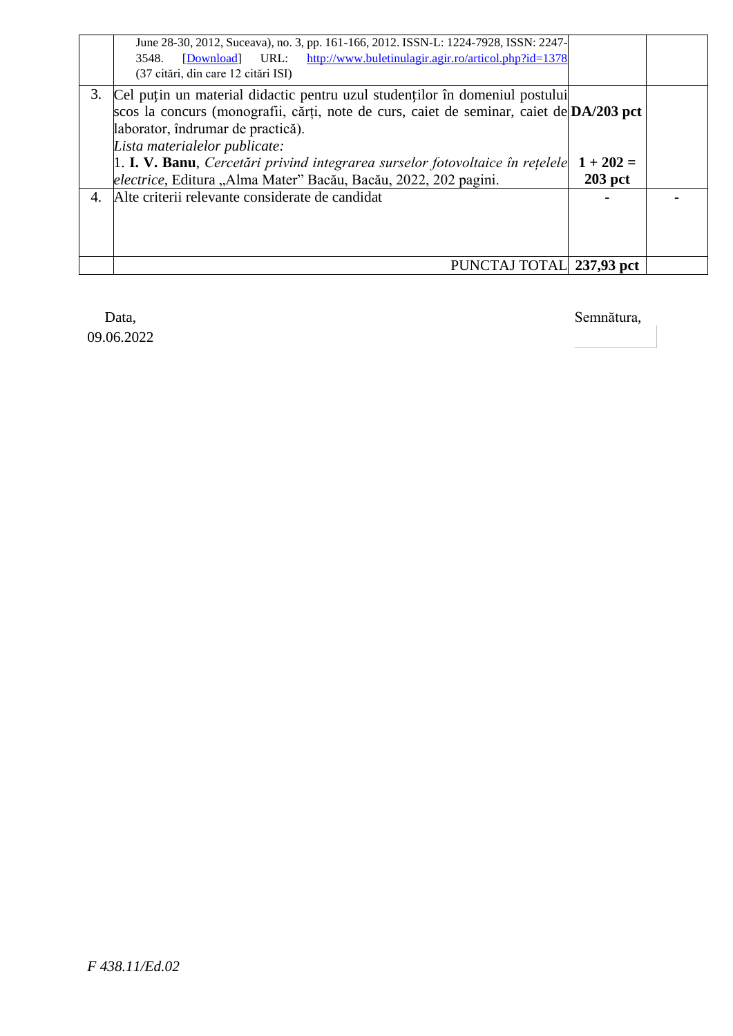| | | | |
|---|---|---|---|
| | June 28-30, 2012, Suceava), no. 3, pp. 161-166, 2012. ISSN-L: 1224-7928, ISSN: 2247-3548. [Download] URL: http://www.buletinulagir.agir.ro/articol.php?id=1378 (37 citări, din care 12 citări ISI) | | |
| 3. | Cel puțin un material didactic pentru uzul studenților în domeniul postului scos la concurs (monografii, cărți, note de curs, caiet de seminar, caiet de laborator, îndrumar de practică).<br>*Lista materialelor publicate:*<br>1. **I. V. Banu**, *Cercetări privind integrarea surselor fotovoltaice în rețelele electrice*, Editura „Alma Mater" Bacău, Bacău, 2022, 202 pagini. | **DA/203 pct**<br><br>**1 + 202 = 203 pct** | |
| 4. | Alte criterii relevante considerate de candidat | - | - |
| | PUNCTAJ TOTAL | **237,93 pct** | |

Data,
09.06.2022

Semnătura,

*F 438.11/Ed.02*